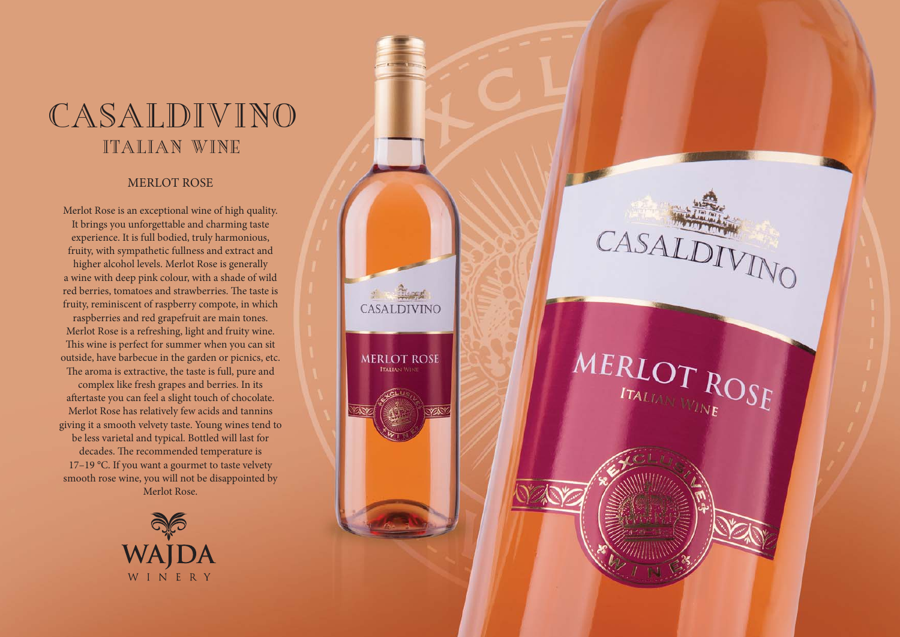# CASALDIVINO
## ITALIAN WINE

### MERLOT ROSE

Merlot Rose is an exceptional wine of high quality. It brings you unforgettable and charming taste experience. It is full bodied, truly harmonious, fruity, with sympathetic fullness and extract and higher alcohol levels. Merlot Rose is generally a wine with deep pink colour, with a shade of wild red berries, tomatoes and strawberries. The taste is fruity, reminiscent of raspberry compote, in which raspberries and red grapefruit are main tones. Merlot Rose is a refreshing, light and fruity wine. This wine is perfect for summer when you can sit outside, have barbecue in the garden or picnics, etc. The aroma is extractive, the taste is full, pure and complex like fresh grapes and berries. In its aftertaste you can feel a slight touch of chocolate. Merlot Rose has relatively few acids and tannins giving it a smooth velvety taste. Young wines tend to be less varietal and typical. Bottled will last for decades. The recommended temperature is 17–19 °C. If you want a gourmet to taste velvety smooth rose wine, you will not be disappointed by Merlot Rose.

WAJDA
WINERY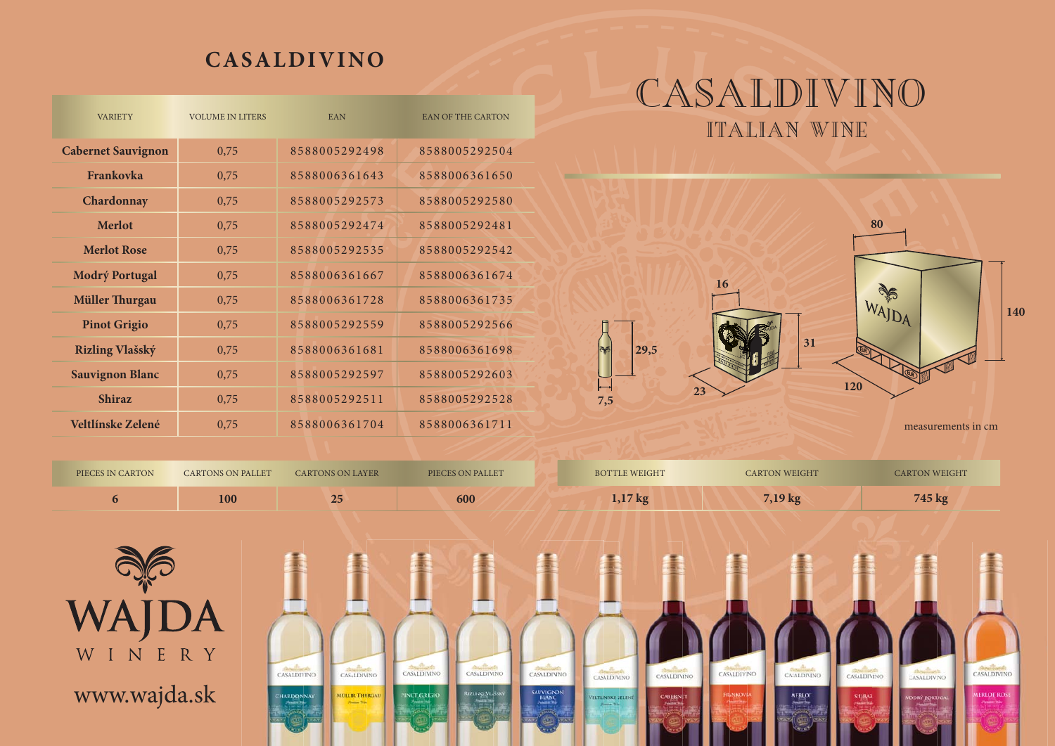# CASALDIVINO

| VARIETY | VOLUME IN LITERS | EAN | EAN OF THE CARTON |
| --- | --- | --- | --- |
| Cabernet Sauvignon | 0,75 | 8588005292498 | 8588005292504 |
| Frankovka | 0,75 | 8588006361643 | 8588006361650 |
| Chardonnay | 0,75 | 8588005292573 | 8588005292580 |
| Merlot | 0,75 | 8588005292474 | 8588005292481 |
| Merlot Rose | 0,75 | 8588005292535 | 8588005292542 |
| Modrý Portugal | 0,75 | 8588006361667 | 8588006361674 |
| Müller Thurgau | 0,75 | 8588006361728 | 8588006361735 |
| Pinot Grigio | 0,75 | 8588005292559 | 8588005292566 |
| Rizling Vlašský | 0,75 | 8588006361681 | 8588006361698 |
| Sauvignon Blanc | 0,75 | 8588005292597 | 8588005292603 |
| Shiraz | 0,75 | 8588005292511 | 8588005292528 |
| Veltlínske Zelené | 0,75 | 8588006361704 | 8588006361711 |

| PIECES IN CARTON | CARTONS ON PALLET | CARTONS ON LAYER | PIECES ON PALLET |
| --- | --- | --- | --- |
| 6 | 100 | 25 | 600 |

## CASALDIVINO
### ITALIAN WINE

29,5
7,5
16
31
23
80
140
120

measurements in cm

| BOTTLE WEIGHT | CARTON WEIGHT | CARTON WEIGHT |
| --- | --- | --- |
| 1,17 kg | 7,19 kg | 745 kg |

WAJDA
WINERY

www.wajda.sk